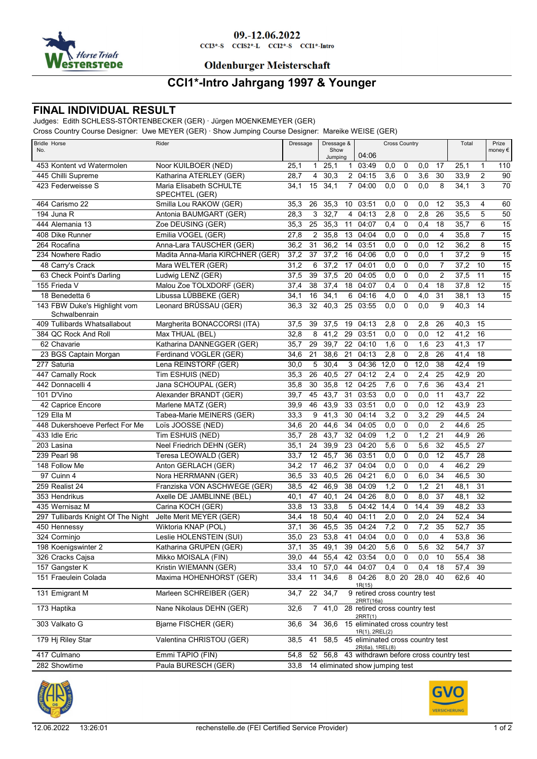09.-12.06.2022

CCI3*-S CCIS2*-L CCI2*-S CCI1*-Intro

**Oldenburger Meisterschaft**

# CCI1*-Intro Jahrgang 1997 & Younger

## FINAL INDIVIDUAL RESULT

Judges: Edith SCHLESS-STÖRTENBECKER (GER) · Jürgen MOENKEMEYER (GER)

Cross Country Course Designer: Uwe MEYER (GER) · Show Jumping Course Designer: Mareike WEISE (GER)

| Bridle No. | Horse | Rider | Dressage | | Dressage & Show Jumping | | Cross Country 04:06 | | | | | Total | | Prize money € |
|---|---|---|---|---|---|---|---|---|---|---|---|---|---|---|
| 453 | Kontent vd Watermolen | Noor KUILBOER (NED) | 25,1 | 1 | 25,1 | 1 | 03:49 | 0,0 | 0 | 0,0 | 17 | 25,1 | 1 | 110 |
| 445 | Chilli Supreme | Katharina ATERLEY (GER) | 28,7 | 4 | 30,3 | 2 | 04:15 | 3,6 | 0 | 3,6 | 30 | 33,9 | 2 | 90 |
| 423 | Federweisse S | Maria Elisabeth SCHULTE SPECHTEL (GER) | 34,1 | 15 | 34,1 | 7 | 04:00 | 0,0 | 0 | 0,0 | 8 | 34,1 | 3 | 70 |
| 464 | Carismo 22 | Smilla Lou RAKOW (GER) | 35,3 | 26 | 35,3 | 10 | 03:51 | 0,0 | 0 | 0,0 | 12 | 35,3 | 4 | 60 |
| 194 | Juna R | Antonia BAUMGART (GER) | 28,3 | 3 | 32,7 | 4 | 04:13 | 2,8 | 0 | 2,8 | 26 | 35,5 | 5 | 50 |
| 444 | Alemania 13 | Zoe DEUSING (GER) | 35,3 | 25 | 35,3 | 11 | 04:07 | 0,4 | 0 | 0,4 | 18 | 35,7 | 6 | 15 |
| 408 | Dike Runner | Emilia VOGEL (GER) | 27,8 | 2 | 35,8 | 13 | 04:04 | 0,0 | 0 | 0,0 | 4 | 35,8 | 7 | 15 |
| 264 | Rocafina | Anna-Lara TAUSCHER (GER) | 36,2 | 31 | 36,2 | 14 | 03:51 | 0,0 | 0 | 0,0 | 12 | 36,2 | 8 | 15 |
| 234 | Nowhere Radio | Madita Anna-Maria KIRCHNER (GER) | 37,2 | 37 | 37,2 | 16 | 04:06 | 0,0 | 0 | 0,0 | 1 | 37,2 | 9 | 15 |
| 48 | Carry's Crack | Mara WELTER (GER) | 31,2 | 6 | 37,2 | 17 | 04:01 | 0,0 | 0 | 0,0 | 7 | 37,2 | 10 | 15 |
| 63 | Check Point's Darling | Ludwig LENZ (GER) | 37,5 | 39 | 37,5 | 20 | 04:05 | 0,0 | 0 | 0,0 | 2 | 37,5 | 11 | 15 |
| 155 | Frieda V | Malou Zoe TOLXDORF (GER) | 37,4 | 38 | 37,4 | 18 | 04:07 | 0,4 | 0 | 0,4 | 18 | 37,8 | 12 | 15 |
| 18 | Benedetta 6 | Libussa LÜBBEKE (GER) | 34,1 | 16 | 34,1 | 6 | 04:16 | 4,0 | 0 | 4,0 | 31 | 38,1 | 13 | 15 |
| 143 | FBW Duke's Highlight vom Schwalbenrain | Leonard BRÜSSAU (GER) | 36,3 | 32 | 40,3 | 25 | 03:55 | 0,0 | 0 | 0,0 | 9 | 40,3 | 14 | |
| 409 | Tullibards Whatsallabout | Margherita BONACCORSI (ITA) | 37,5 | 39 | 37,5 | 19 | 04:13 | 2,8 | 0 | 2,8 | 26 | 40,3 | 15 | |
| 384 | QC Rock And Roll | Max THUAL (BEL) | 32,8 | 8 | 41,2 | 29 | 03:51 | 0,0 | 0 | 0,0 | 12 | 41,2 | 16 | |
| 62 | Chavarie | Katharina DANNEGGER (GER) | 35,7 | 29 | 39,7 | 22 | 04:10 | 1,6 | 0 | 1,6 | 23 | 41,3 | 17 | |
| 23 | BGS Captain Morgan | Ferdinand VOGLER (GER) | 34,6 | 21 | 38,6 | 21 | 04:13 | 2,8 | 0 | 2,8 | 26 | 41,4 | 18 | |
| 277 | Saturia | Lena REINSTORF (GER) | 30,0 | 5 | 30,4 | 3 | 04:36 | 12,0 | 0 | 12,0 | 38 | 42,4 | 19 | |
| 447 | Carnally Rock | Tim ESHUIS (NED) | 35,3 | 26 | 40,5 | 27 | 04:12 | 2,4 | 0 | 2,4 | 25 | 42,9 | 20 | |
| 442 | Donnacelli 4 | Jana SCHOUPAL (GER) | 35,8 | 30 | 35,8 | 12 | 04:25 | 7,6 | 0 | 7,6 | 36 | 43,4 | 21 | |
| 101 | D'Vino | Alexander BRANDT (GER) | 39,7 | 45 | 43,7 | 31 | 03:53 | 0,0 | 0 | 0,0 | 11 | 43,7 | 22 | |
| 42 | Caprice Encore | Marlene MATZ (GER) | 39,9 | 46 | 43,9 | 33 | 03:51 | 0,0 | 0 | 0,0 | 12 | 43,9 | 23 | |
| 129 | Ella M | Tabea-Marie MEINERS (GER) | 33,3 | 9 | 41,3 | 30 | 04:14 | 3,2 | 0 | 3,2 | 29 | 44,5 | 24 | |
| 448 | Dukershoeve Perfect For Me | Loïs JOOSSE (NED) | 34,6 | 20 | 44,6 | 34 | 04:05 | 0,0 | 0 | 0,0 | 2 | 44,6 | 25 | |
| 433 | Idle Eric | Tim ESHUIS (NED) | 35,7 | 28 | 43,7 | 32 | 04:09 | 1,2 | 0 | 1,2 | 21 | 44,9 | 26 | |
| 203 | Lasina | Neel Friedrich DEHN (GER) | 35,1 | 24 | 39,9 | 23 | 04:20 | 5,6 | 0 | 5,6 | 32 | 45,5 | 27 | |
| 239 | Pearl 98 | Teresa LEOWALD (GER) | 33,7 | 12 | 45,7 | 36 | 03:51 | 0,0 | 0 | 0,0 | 12 | 45,7 | 28 | |
| 148 | Follow Me | Anton GERLACH (GER) | 34,2 | 17 | 46,2 | 37 | 04:04 | 0,0 | 0 | 0,0 | 4 | 46,2 | 29 | |
| 97 | Cuinn 4 | Nora HERRMANN (GER) | 36,5 | 33 | 40,5 | 26 | 04:21 | 6,0 | 0 | 6,0 | 34 | 46,5 | 30 | |
| 259 | Realist 24 | Franziska VON ASCHWEGE (GER) | 38,5 | 42 | 46,9 | 38 | 04:09 | 1,2 | 0 | 1,2 | 21 | 48,1 | 31 | |
| 353 | Hendrikus | Axelle DE JAMBLINNE (BEL) | 40,1 | 47 | 40,1 | 24 | 04:26 | 8,0 | 0 | 8,0 | 37 | 48,1 | 32 | |
| 435 | Wernisaz M | Carina KOCH (GER) | 33,8 | 13 | 33,8 | 5 | 04:42 | 14,4 | 0 | 14,4 | 39 | 48,2 | 33 | |
| 297 | Tullibards Knight Of The Night | Jelte Merit MEYER (GER) | 34,4 | 18 | 50,4 | 40 | 04:11 | 2,0 | 0 | 2,0 | 24 | 52,4 | 34 | |
| 450 | Hennessy | Wiktoria KNAP (POL) | 37,1 | 36 | 45,5 | 35 | 04:24 | 7,2 | 0 | 7,2 | 35 | 52,7 | 35 | |
| 324 | Corminjo | Leslie HOLENSTEIN (SUI) | 35,0 | 23 | 53,8 | 41 | 04:04 | 0,0 | 0 | 0,0 | 4 | 53,8 | 36 | |
| 198 | Koenigswinter 2 | Katharina GRUPEN (GER) | 37,1 | 35 | 49,1 | 39 | 04:20 | 5,6 | 0 | 5,6 | 32 | 54,7 | 37 | |
| 326 | Cracks Cajsa | Mikko MOISALA (FIN) | 39,0 | 44 | 55,4 | 42 | 03:54 | 0,0 | 0 | 0,0 | 10 | 55,4 | 38 | |
| 157 | Gangster K | Kristin WIEMANN (GER) | 33,4 | 10 | 57,0 | 44 | 04:07 | 0,4 | 0 | 0,4 | 18 | 57,4 | 39 | |
| 151 | Fraeulein Colada | Maxima HOHENHORST (GER) | 33,4 | 11 | 34,6 | 8 | 04:26 1R(15) | 8,0 | 20 | 28,0 | 40 | 62,6 | 40 | |
| 131 | Emigrant M | Marleen SCHREIBER (GER) | 34,7 | 22 | 34,7 | 9 | retired cross country test 2RRT(16a) | | | | | | | |
| 173 | Haptika | Nane Nikolaus DEHN (GER) | 32,6 | 7 | 41,0 | 28 | retired cross country test 2RRT(1) | | | | | | | |
| 303 | Valkato G | Bjarne FISCHER (GER) | 36,6 | 34 | 36,6 | 15 | eliminated cross country test 1R(1), 2REL(2) | | | | | | | |
| 179 | Hj Riley Star | Valentina CHRISTOU (GER) | 38,5 | 41 | 58,5 | 45 | eliminated cross country test 2R(6a), 1REL(8) | | | | | | | |
| 417 | Culmano | Emmi TAPIO (FIN) | 54,8 | 52 | 56,8 | 43 | withdrawn before cross country test | | | | | | | |
| 282 | Showtime | Paula BURESCH (GER) | 33,8 | 14 | eliminated show jumping test | | | | | | | | | |

12.06.2022 13:26:01 rechenstelle.de (FEI Certified Service Provider)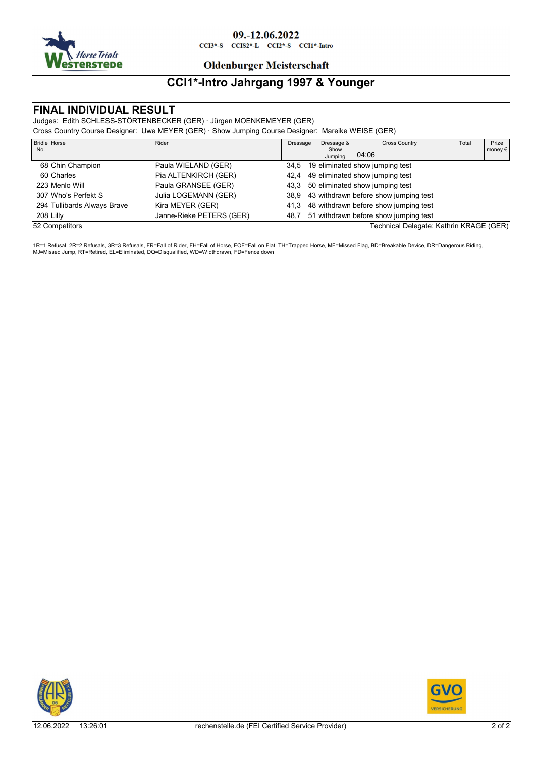09.-12.06.2022

CCI3*-S CCIS2*-L CCI2*-S CCI1*-Intro

Oldenburger Meisterschaft

# CCI1*-Intro Jahrgang 1997 & Younger

## FINAL INDIVIDUAL RESULT

Judges: Edith SCHLESS-STÖRTENBECKER (GER) · Jürgen MOENKEMEYER (GER)

Cross Country Course Designer: Uwe MEYER (GER) · Show Jumping Course Designer: Mareike WEISE (GER)

| Bridle No. | Horse | Rider | Dressage | Dressage & Show Jumping | Cross Country 04:06 | Total | Prize money € |
|---|---|---|---|---|---|---|---|
| 68 | Chin Champion | Paula WIELAND (GER) | 34,5 | 19 eliminated show jumping test | | | |
| 60 | Charles | Pia ALTENKIRCH (GER) | 42,4 | 49 eliminated show jumping test | | | |
| 223 | Menlo Will | Paula GRANSEE (GER) | 43,3 | 50 eliminated show jumping test | | | |
| 307 | Who's Perfekt S | Julia LOGEMANN (GER) | 38,9 | 43 withdrawn before show jumping test | | | |
| 294 | Tullibards Always Brave | Kira MEYER (GER) | 41,3 | 48 withdrawn before show jumping test | | | |
| 208 | Lilly | Janne-Rieke PETERS (GER) | 48,7 | 51 withdrawn before show jumping test | | | |

52 Competitors

Technical Delegate: Kathrin KRAGE (GER)

1R=1 Refusal, 2R=2 Refusals, 3R=3 Refusals, FR=Fall of Rider, FH=Fall of Horse, FOF=Fall on Flat, TH=Trapped Horse, MF=Missed Flag, BD=Breakable Device, DR=Dangerous Riding, MJ=Missed Jump, RT=Retired, EL=Eliminated, DQ=Disqualified, WD=Widthdrawn, FD=Fence down

12.06.2022 13:26:01 rechenstelle.de (FEI Certified Service Provider)